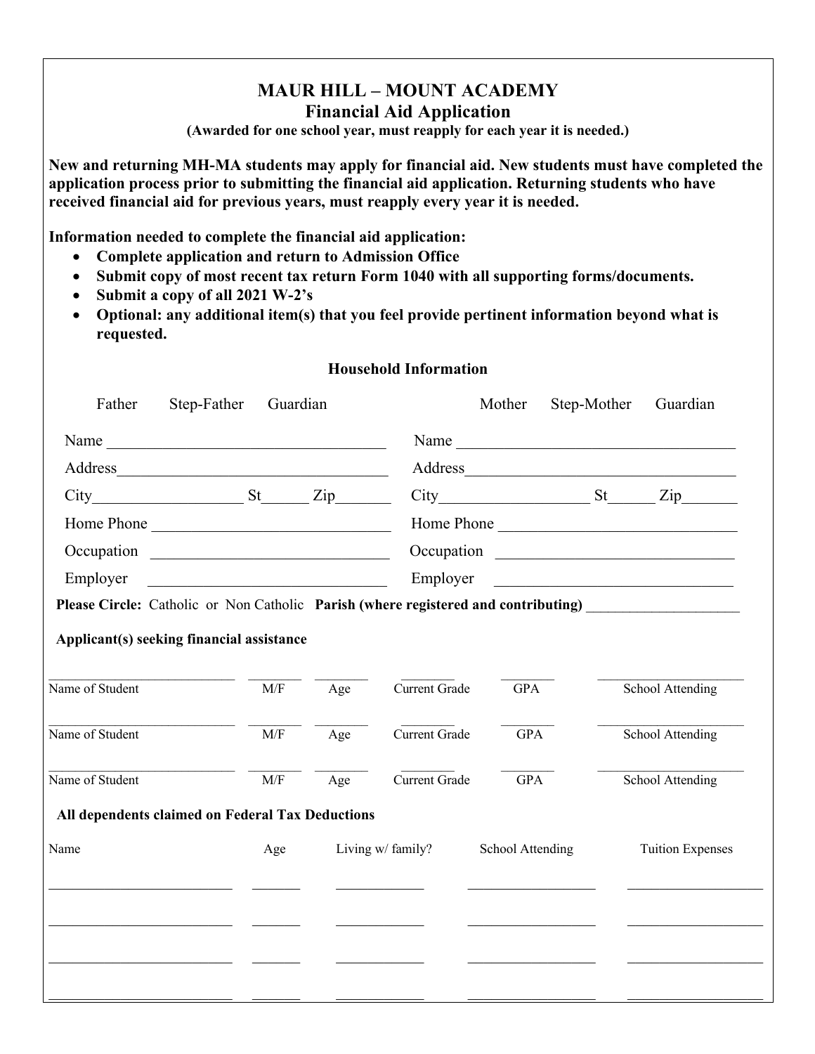# MAUR HILL – MOUNT ACADEMY

## Financial Aid Application

**(Awarded for one school year, must reapply for each year it is needed.)**

**New and returning MH-MA students may apply for financial aid. New students must have completed the application process prior to submitting the financial aid application. Returning students who have received financial aid for previous years, must reapply every year it is needed.**

**Information needed to complete the financial aid application:**

- **Complete application and return to Admission Office**
- **Submit copy of most recent tax return Form 1040 with all supporting forms/documents.**
- **Submit a copy of all 2021 W-2's**
- **Optional: any additional item(s) that you feel provide pertinent information beyond what is requested.**

### Household Information

| Father Step-Father Guardian | Mother Step-Mother Guardian |
|---|---|
| Name ___________________________________ | Name ___________________________________ |
| Address_________________________________ | Address_________________________________ |
| City__________________ St______ Zip_______ | City__________________ St______ Zip_______ |
| Home Phone _____________________________ | Home Phone _____________________________ |
| Occupation _____________________________ | Occupation _____________________________ |
| Employer _______________________________ | Employer _______________________________ |

**Please Circle:** Catholic or Non Catholic **Parish (where registered and contributing)** ____________________

**Applicant(s) seeking financial assistance**

| Name of Student | M/F | Age | Current Grade | GPA | School Attending |
|---|---|---|---|---|---|
| | | | | | |
| | | | | | |
| | | | | | |

**All dependents claimed on Federal Tax Deductions**

| Name | Age | Living w/ family? | School Attending | Tuition Expenses |
|---|---|---|---|---|
| | | | | |
| | | | | |
| | | | | |
| | | | | |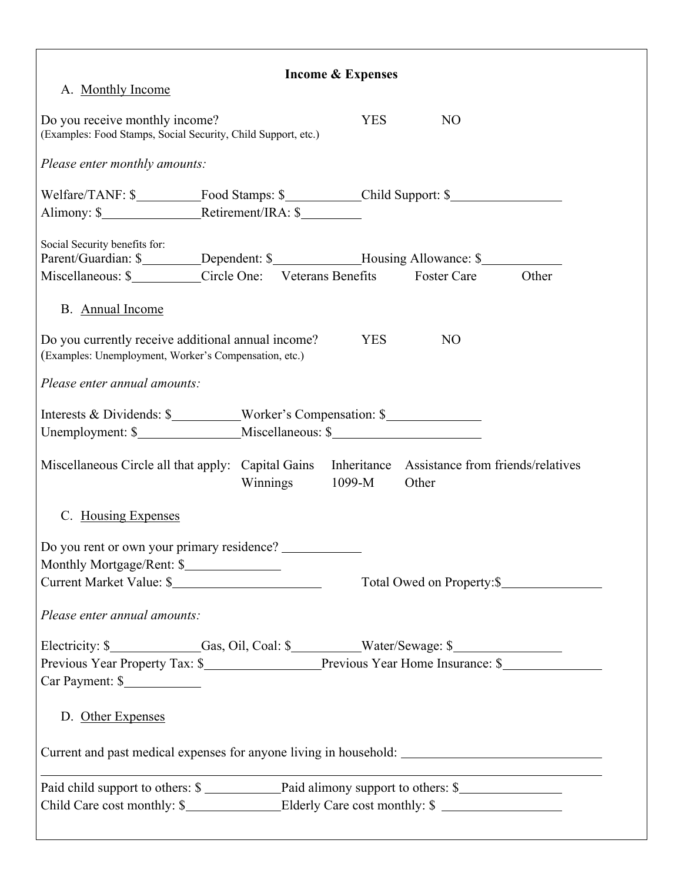## Income & Expenses

A. Monthly Income

Do you receive monthly income? YES NO
(Examples: Food Stamps, Social Security, Child Support, etc.)

*Please enter monthly amounts:*

Welfare/TANF: $__________ Food Stamps: $__________ Child Support: $__________
Alimony: $__________ Retirement/IRA: $__________

Social Security benefits for:
Parent/Guardian: $__________ Dependent: $__________ Housing Allowance: $__________
Miscellaneous: $__________ Circle One: Veterans Benefits Foster Care Other

B. Annual Income

Do you currently receive additional annual income? YES NO
(Examples: Unemployment, Worker's Compensation, etc.)

*Please enter annual amounts:*

Interests & Dividends: $__________ Worker's Compensation: $__________
Unemployment: $__________ Miscellaneous: $__________

Miscellaneous Circle all that apply: Capital Gains Inheritance Assistance from friends/relatives Winnings 1099-M Other

C. Housing Expenses

Do you rent or own your primary residence? __________
Monthly Mortgage/Rent: $__________
Current Market Value: $__________ Total Owed on Property:$__________

*Please enter annual amounts:*

Electricity: $__________ Gas, Oil, Coal: $__________ Water/Sewage: $__________
Previous Year Property Tax: $__________ Previous Year Home Insurance: $__________
Car Payment: $__________

D. Other Expenses

Current and past medical expenses for anyone living in household: __________

__________

Paid child support to others: $__________ Paid alimony support to others: $__________
Child Care cost monthly: $__________ Elderly Care cost monthly: $__________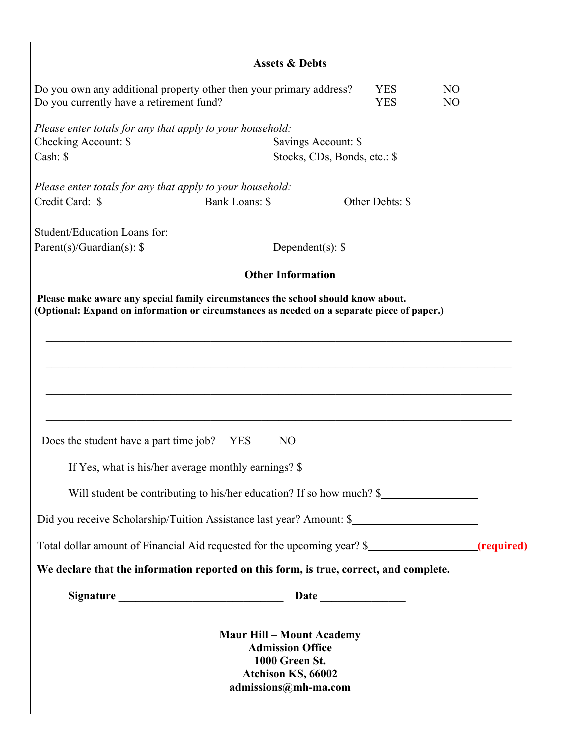## Assets & Debts

Do you own any additional property other then your primary address? YES NO

Do you currently have a retirement fund? YES NO

*Please enter totals for any that apply to your household:*

Checking Account: $ __________________ Savings Account: $____________________

Cash: $______________________________ Stocks, CDs, Bonds, etc.: $______________

*Please enter totals for any that apply to your household:*

Credit Card: $__________________Bank Loans: $____________ Other Debts: $____________

Student/Education Loans for:

Parent(s)/Guardian(s): $_________________ Dependent(s): $________________________

## Other Information

**Please make aware any special family circumstances the school should know about.**
**(Optional: Expand on information or circumstances as needed on a separate piece of paper.)**

_____________________________________________________________________________________

_____________________________________________________________________________________

_____________________________________________________________________________________

_____________________________________________________________________________________

Does the student have a part time job? YES NO

If Yes, what is his/her average monthly earnings? $_____________

Will student be contributing to his/her education? If so how much? $_________________

Did you receive Scholarship/Tuition Assistance last year? Amount: $______________________

Total dollar amount of Financial Aid requested for the upcoming year? $___________________**(required)**

**We declare that the information reported on this form, is true, correct, and complete.**

**Signature** ______________________________ **Date** _______________

**Maur Hill – Mount Academy**
**Admission Office**
**1000 Green St.**
**Atchison KS, 66002**
**admissions@mh-ma.com**